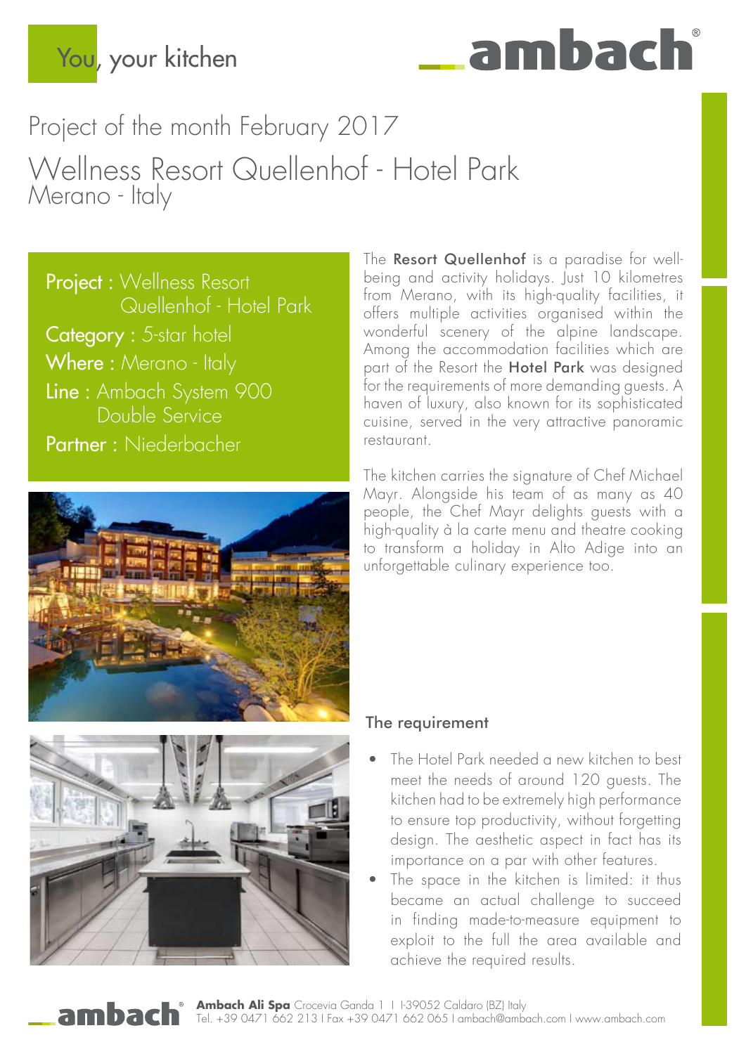You, your kitchen

ambach®

# Project of the month February 2017

## Wellness Resort Quellenhof - Hotel Park
Merano - Italy

**Project :** Wellness Resort Quellenhof - Hotel Park
**Category :** 5-star hotel
**Where :** Merano - Italy
**Line :** Ambach System 900 Double Service
**Partner :** Niederbacher

The **Resort Quellenhof** is a paradise for well-being and activity holidays. Just 10 kilometres from Merano, with its high-quality facilities, it offers multiple activities organised within the wonderful scenery of the alpine landscape. Among the accommodation facilities which are part of the Resort the **Hotel Park** was designed for the requirements of more demanding guests. A haven of luxury, also known for its sophisticated cuisine, served in the very attractive panoramic restaurant.

The kitchen carries the signature of Chef Michael Mayr. Alongside his team of as many as 40 people, the Chef Mayr delights guests with a high-quality à la carte menu and theatre cooking to transform a holiday in Alto Adige into an unforgettable culinary experience too.

### The requirement

- The Hotel Park needed a new kitchen to best meet the needs of around 120 guests. The kitchen had to be extremely high performance to ensure top productivity, without forgetting design. The aesthetic aspect in fact has its importance on a par with other features.
- The space in the kitchen is limited: it thus became an actual challenge to succeed in finding made-to-measure equipment to exploit to the full the area available and achieve the required results.

**Ambach Ali Spa** Crocevia Ganda 1 I I-39052 Caldaro (BZ) Italy
Tel. +39 0471 662 213 I Fax +39 0471 662 065 I ambach@ambach.com I www.ambach.com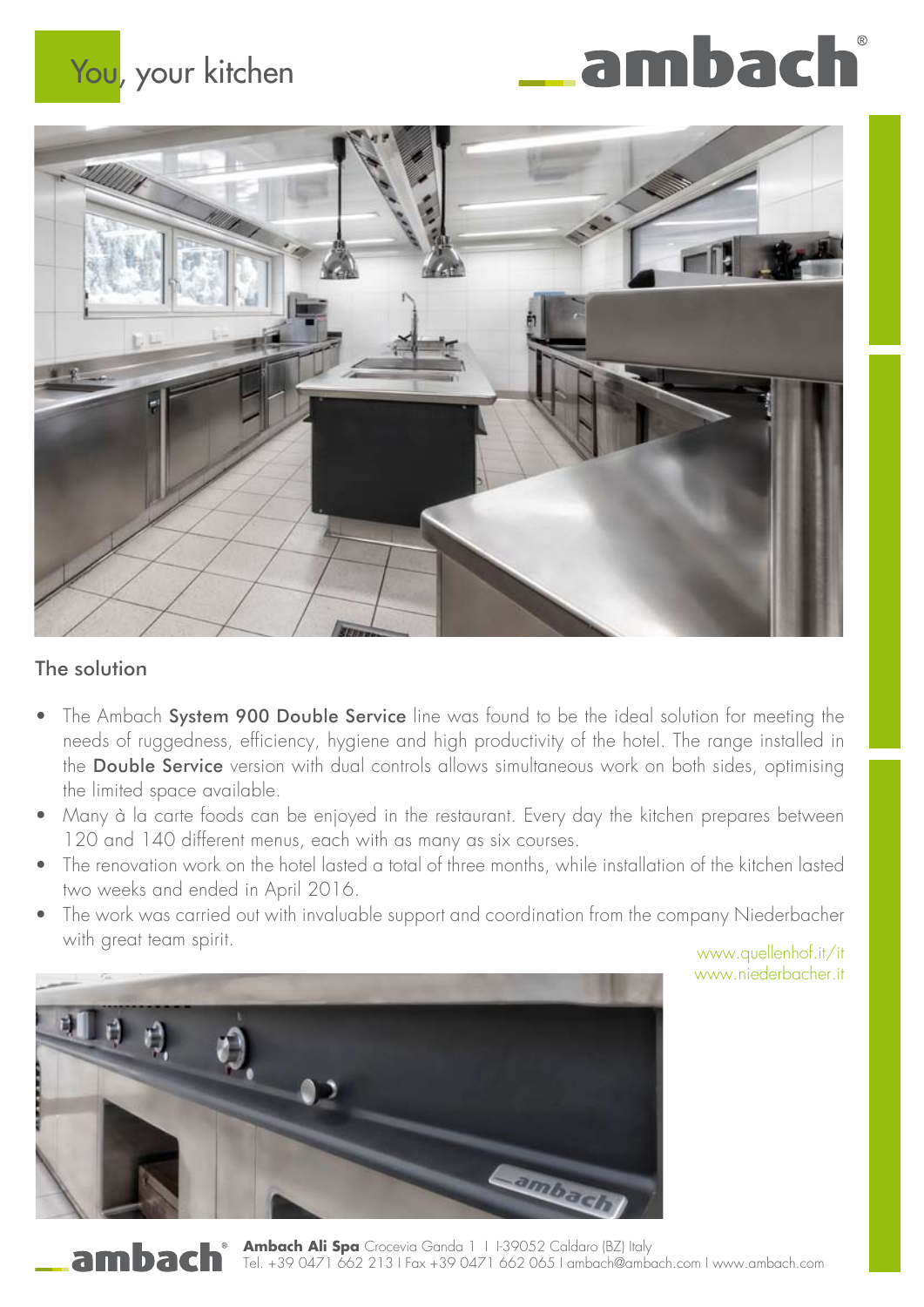## The solution

- The Ambach **System 900 Double Service** line was found to be the ideal solution for meeting the needs of ruggedness, efficiency, hygiene and high productivity of the hotel. The range installed in the **Double Service** version with dual controls allows simultaneous work on both sides, optimising the limited space available.
- Many à la carte foods can be enjoyed in the restaurant. Every day the kitchen prepares between 120 and 140 different menus, each with as many as six courses.
- The renovation work on the hotel lasted a total of three months, while installation of the kitchen lasted two weeks and ended in April 2016.
- The work was carried out with invaluable support and coordination from the company Niederbacher with great team spirit.

www.quellenhof.it/it
www.niederbacher.it

**Ambach Ali Spa** Crocevia Ganda 1 I I-39052 Caldaro (BZ) Italy
Tel. +39 0471 662 213 I Fax +39 0471 662 065 I ambach@ambach.com I www.ambach.com